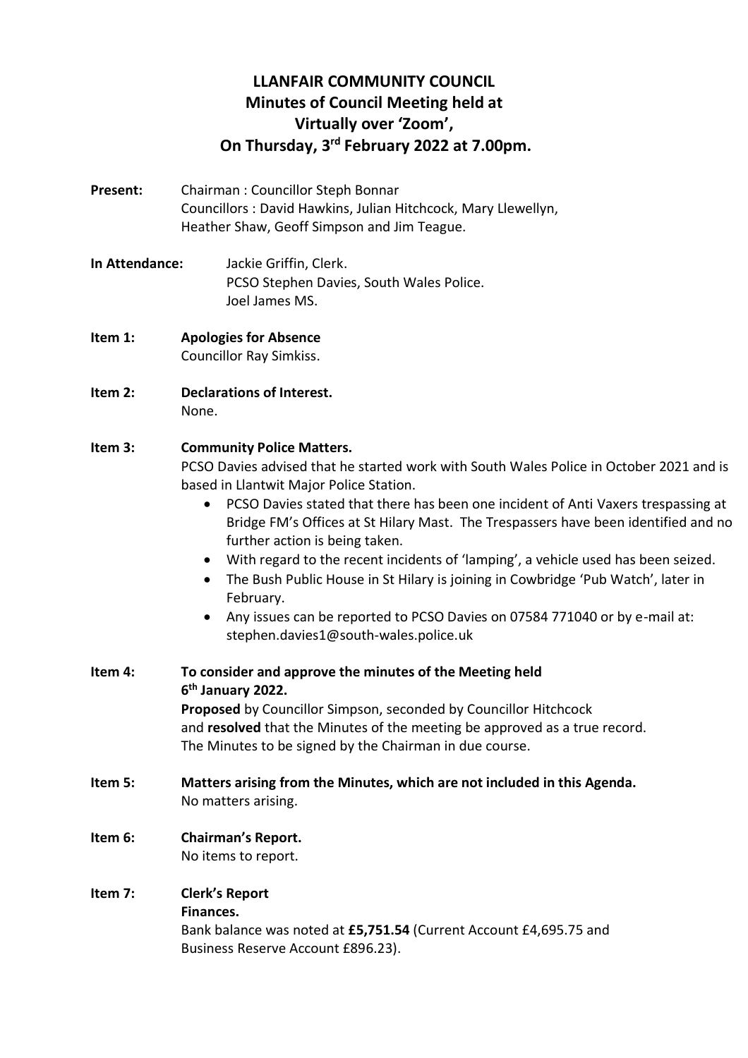# LLANFAIR COMMUNITY COUNCIL
## Minutes of Council Meeting held at Virtually over 'Zoom', On Thursday, 3rd February 2022 at 7.00pm.

**Present:** Chairman : Councillor Steph Bonnar
Councillors : David Hawkins, Julian Hitchcock, Mary Llewellyn, Heather Shaw, Geoff Simpson and Jim Teague.

**In Attendance:** Jackie Griffin, Clerk.
PCSO Stephen Davies, South Wales Police.
Joel James MS.

**Item 1: Apologies for Absence**
Councillor Ray Simkiss.

**Item 2: Declarations of Interest.**
None.

**Item 3: Community Police Matters.**
PCSO Davies advised that he started work with South Wales Police in October 2021 and is based in Llantwit Major Police Station.

- PCSO Davies stated that there has been one incident of Anti Vaxers trespassing at Bridge FM's Offices at St Hilary Mast. The Trespassers have been identified and no further action is being taken.
- With regard to the recent incidents of 'lamping', a vehicle used has been seized.
- The Bush Public House in St Hilary is joining in Cowbridge 'Pub Watch', later in February.
- Any issues can be reported to PCSO Davies on 07584 771040 or by e-mail at: stephen.davies1@south-wales.police.uk

**Item 4: To consider and approve the minutes of the Meeting held 6th January 2022.**
**Proposed** by Councillor Simpson, seconded by Councillor Hitchcock and **resolved** that the Minutes of the meeting be approved as a true record. The Minutes to be signed by the Chairman in due course.

**Item 5: Matters arising from the Minutes, which are not included in this Agenda.**
No matters arising.

**Item 6: Chairman's Report.**
No items to report.

**Item 7: Clerk's Report**
**Finances.**
Bank balance was noted at **£5,751.54** (Current Account £4,695.75 and Business Reserve Account £896.23).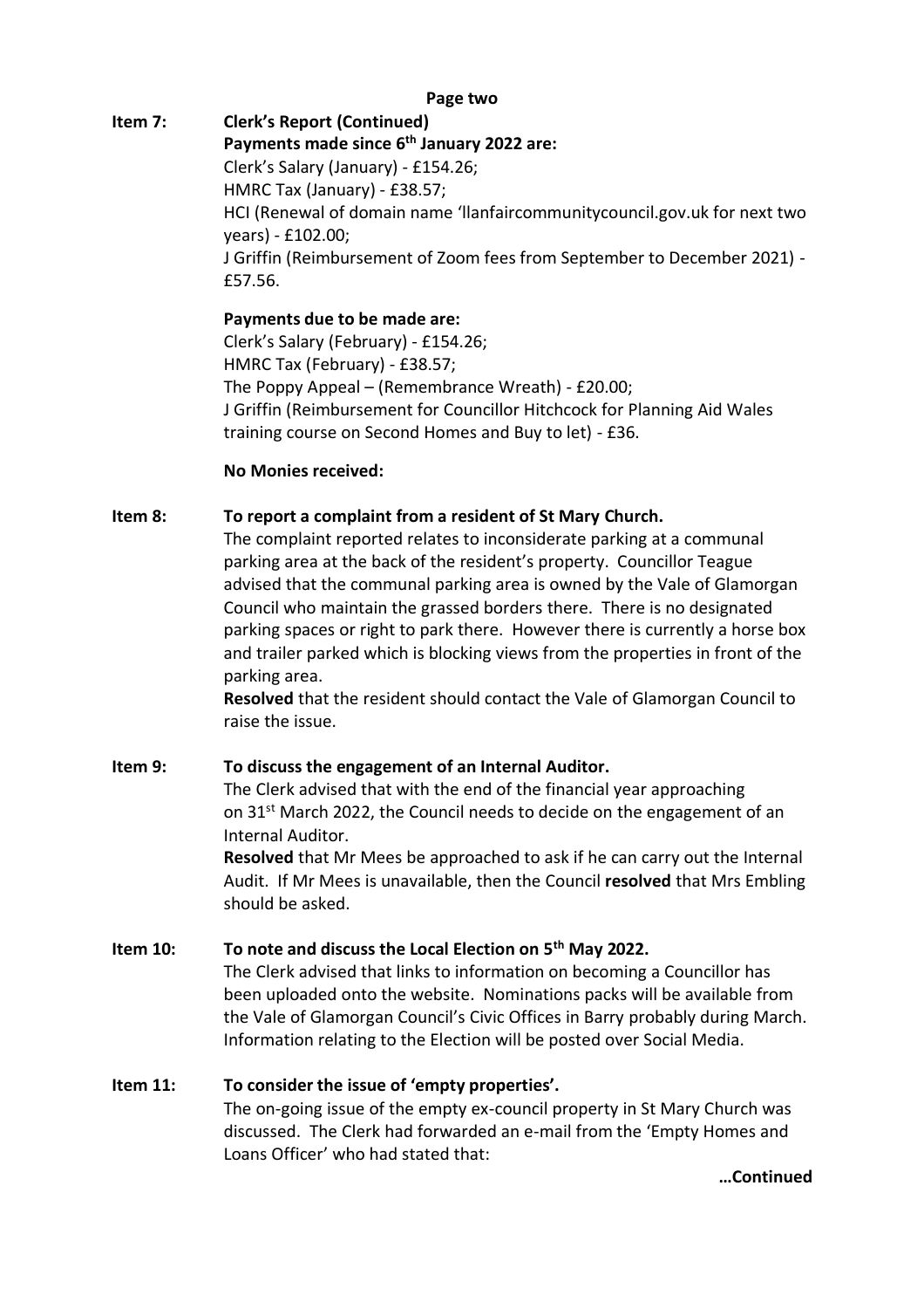**Page two**

**Item 7: Clerk's Report (Continued)**

**Payments made since 6th January 2022 are:**

Clerk's Salary (January) - £154.26;
HMRC Tax (January) - £38.57;
HCI (Renewal of domain name 'llanfaircommunitycouncil.gov.uk for next two years) - £102.00;
J Griffin (Reimbursement of Zoom fees from September to December 2021) - £57.56.

**Payments due to be made are:**

Clerk's Salary (February) - £154.26;
HMRC Tax (February) - £38.57;
The Poppy Appeal – (Remembrance Wreath) - £20.00;
J Griffin (Reimbursement for Councillor Hitchcock for Planning Aid Wales training course on Second Homes and Buy to let) - £36.

**No Monies received:**

**Item 8: To report a complaint from a resident of St Mary Church.**

The complaint reported relates to inconsiderate parking at a communal parking area at the back of the resident's property. Councillor Teague advised that the communal parking area is owned by the Vale of Glamorgan Council who maintain the grassed borders there. There is no designated parking spaces or right to park there. However there is currently a horse box and trailer parked which is blocking views from the properties in front of the parking area.

**Resolved** that the resident should contact the Vale of Glamorgan Council to raise the issue.

**Item 9: To discuss the engagement of an Internal Auditor.**

The Clerk advised that with the end of the financial year approaching on 31st March 2022, the Council needs to decide on the engagement of an Internal Auditor.

**Resolved** that Mr Mees be approached to ask if he can carry out the Internal Audit. If Mr Mees is unavailable, then the Council **resolved** that Mrs Embling should be asked.

**Item 10: To note and discuss the Local Election on 5th May 2022.**

The Clerk advised that links to information on becoming a Councillor has been uploaded onto the website. Nominations packs will be available from the Vale of Glamorgan Council's Civic Offices in Barry probably during March. Information relating to the Election will be posted over Social Media.

**Item 11: To consider the issue of 'empty properties'.**

The on-going issue of the empty ex-council property in St Mary Church was discussed. The Clerk had forwarded an e-mail from the 'Empty Homes and Loans Officer' who had stated that:

**…Continued**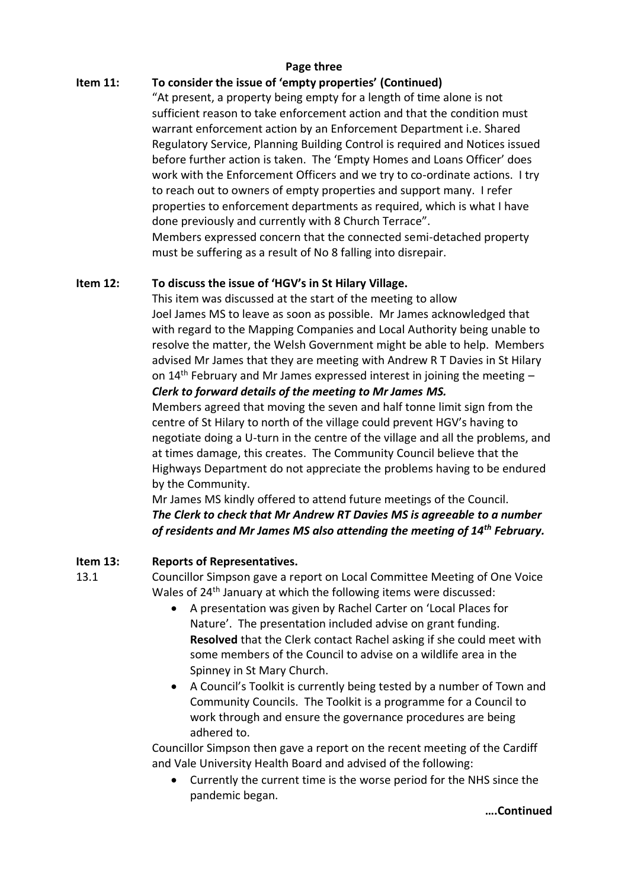**Page three**

**Item 11: To consider the issue of 'empty properties' (Continued)**

"At present, a property being empty for a length of time alone is not sufficient reason to take enforcement action and that the condition must warrant enforcement action by an Enforcement Department i.e. Shared Regulatory Service, Planning Building Control is required and Notices issued before further action is taken. The 'Empty Homes and Loans Officer' does work with the Enforcement Officers and we try to co-ordinate actions. I try to reach out to owners of empty properties and support many. I refer properties to enforcement departments as required, which is what I have done previously and currently with 8 Church Terrace".

Members expressed concern that the connected semi-detached property must be suffering as a result of No 8 falling into disrepair.

**Item 12: To discuss the issue of 'HGV's in St Hilary Village.**

This item was discussed at the start of the meeting to allow Joel James MS to leave as soon as possible. Mr James acknowledged that with regard to the Mapping Companies and Local Authority being unable to resolve the matter, the Welsh Government might be able to help. Members advised Mr James that they are meeting with Andrew R T Davies in St Hilary on 14th February and Mr James expressed interest in joining the meeting – ***Clerk to forward details of the meeting to Mr James MS.***

Members agreed that moving the seven and half tonne limit sign from the centre of St Hilary to north of the village could prevent HGV's having to negotiate doing a U-turn in the centre of the village and all the problems, and at times damage, this creates. The Community Council believe that the Highways Department do not appreciate the problems having to be endured by the Community.

Mr James MS kindly offered to attend future meetings of the Council.

***The Clerk to check that Mr Andrew RT Davies MS is agreeable to a number of residents and Mr James MS also attending the meeting of 14th February.***

**Item 13: Reports of Representatives.**

13.1 Councillor Simpson gave a report on Local Committee Meeting of One Voice Wales of 24th January at which the following items were discussed:

- A presentation was given by Rachel Carter on 'Local Places for Nature'. The presentation included advise on grant funding. **Resolved** that the Clerk contact Rachel asking if she could meet with some members of the Council to advise on a wildlife area in the Spinney in St Mary Church.
- A Council's Toolkit is currently being tested by a number of Town and Community Councils. The Toolkit is a programme for a Council to work through and ensure the governance procedures are being adhered to.

Councillor Simpson then gave a report on the recent meeting of the Cardiff and Vale University Health Board and advised of the following:

- Currently the current time is the worse period for the NHS since the pandemic began.

**….Continued**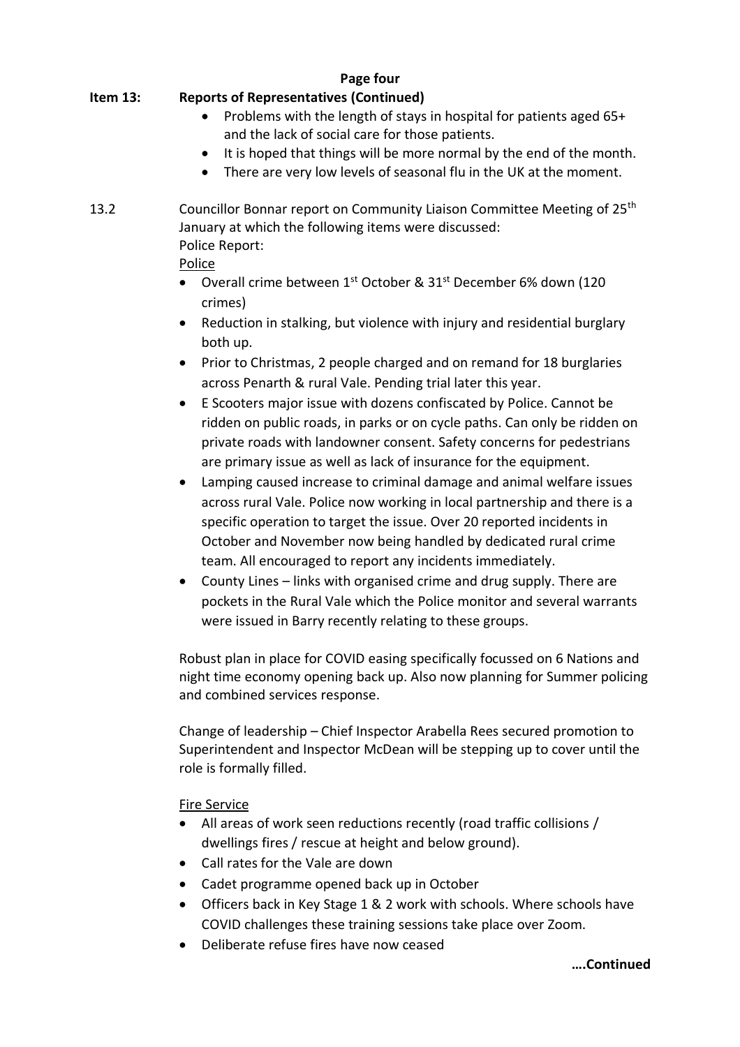**Page four**

**Item 13: Reports of Representatives (Continued)**

- Problems with the length of stays in hospital for patients aged 65+ and the lack of social care for those patients.
- It is hoped that things will be more normal by the end of the month.
- There are very low levels of seasonal flu in the UK at the moment.

13.2 Councillor Bonnar report on Community Liaison Committee Meeting of 25th January at which the following items were discussed:

Police Report:

Police

- Overall crime between 1st October & 31st December 6% down (120 crimes)
- Reduction in stalking, but violence with injury and residential burglary both up.
- Prior to Christmas, 2 people charged and on remand for 18 burglaries across Penarth & rural Vale. Pending trial later this year.
- E Scooters major issue with dozens confiscated by Police. Cannot be ridden on public roads, in parks or on cycle paths. Can only be ridden on private roads with landowner consent. Safety concerns for pedestrians are primary issue as well as lack of insurance for the equipment.
- Lamping caused increase to criminal damage and animal welfare issues across rural Vale. Police now working in local partnership and there is a specific operation to target the issue. Over 20 reported incidents in October and November now being handled by dedicated rural crime team. All encouraged to report any incidents immediately.
- County Lines – links with organised crime and drug supply. There are pockets in the Rural Vale which the Police monitor and several warrants were issued in Barry recently relating to these groups.

Robust plan in place for COVID easing specifically focussed on 6 Nations and night time economy opening back up. Also now planning for Summer policing and combined services response.

Change of leadership – Chief Inspector Arabella Rees secured promotion to Superintendent and Inspector McDean will be stepping up to cover until the role is formally filled.

Fire Service

- All areas of work seen reductions recently (road traffic collisions / dwellings fires / rescue at height and below ground).
- Call rates for the Vale are down
- Cadet programme opened back up in October
- Officers back in Key Stage 1 & 2 work with schools. Where schools have COVID challenges these training sessions take place over Zoom.
- Deliberate refuse fires have now ceased

**….Continued**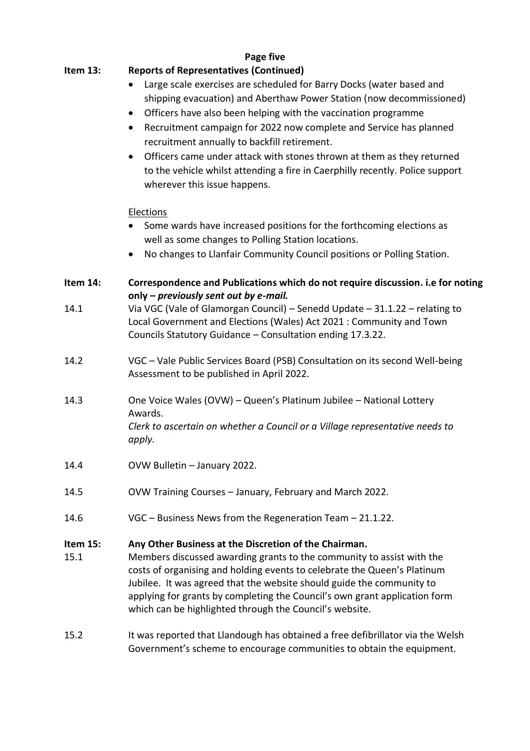**Page five**

**Item 13: Reports of Representatives (Continued)**

- Large scale exercises are scheduled for Barry Docks (water based and shipping evacuation) and Aberthaw Power Station (now decommissioned)
- Officers have also been helping with the vaccination programme
- Recruitment campaign for 2022 now complete and Service has planned recruitment annually to backfill retirement.
- Officers came under attack with stones thrown at them as they returned to the vehicle whilst attending a fire in Caerphilly recently. Police support wherever this issue happens.

Elections

- Some wards have increased positions for the forthcoming elections as well as some changes to Polling Station locations.
- No changes to Llanfair Community Council positions or Polling Station.

**Item 14: Correspondence and Publications which do not require discussion. i.e for noting only –** ***previously sent out by e-mail.***

14.1 Via VGC (Vale of Glamorgan Council) – Senedd Update – 31.1.22 – relating to Local Government and Elections (Wales) Act 2021 : Community and Town Councils Statutory Guidance – Consultation ending 17.3.22.

14.2 VGC – Vale Public Services Board (PSB) Consultation on its second Well-being Assessment to be published in April 2022.

14.3 One Voice Wales (OVW) – Queen's Platinum Jubilee – National Lottery Awards.
*Clerk to ascertain on whether a Council or a Village representative needs to apply.*

14.4 OVW Bulletin – January 2022.

14.5 OVW Training Courses – January, February and March 2022.

14.6 VGC – Business News from the Regeneration Team – 21.1.22.

**Item 15: Any Other Business at the Discretion of the Chairman.**

15.1 Members discussed awarding grants to the community to assist with the costs of organising and holding events to celebrate the Queen's Platinum Jubilee. It was agreed that the website should guide the community to applying for grants by completing the Council's own grant application form which can be highlighted through the Council's website.

15.2 It was reported that Llandough has obtained a free defibrillator via the Welsh Government's scheme to encourage communities to obtain the equipment.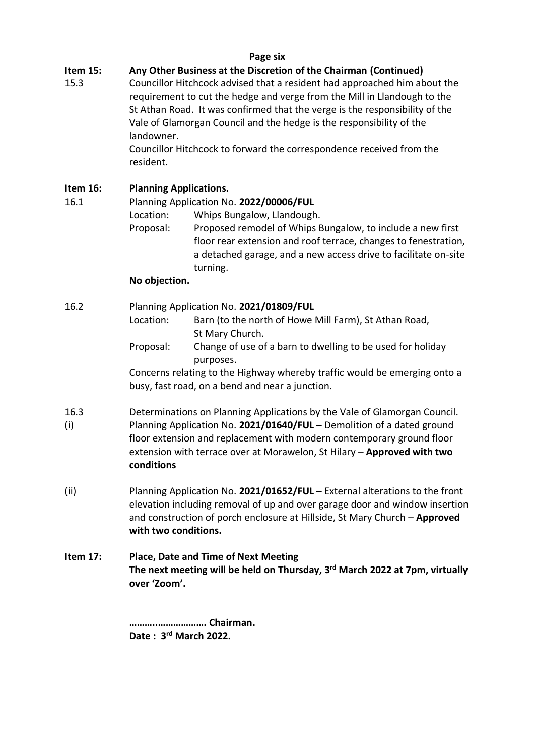**Page six**

**Item 15: Any Other Business at the Discretion of the Chairman (Continued)**

15.3 Councillor Hitchcock advised that a resident had approached him about the requirement to cut the hedge and verge from the Mill in Llandough to the St Athan Road. It was confirmed that the verge is the responsibility of the Vale of Glamorgan Council and the hedge is the responsibility of the landowner.

Councillor Hitchcock to forward the correspondence received from the resident.

**Item 16: Planning Applications.**

16.1 Planning Application No. **2022/00006/FUL**

Location: Whips Bungalow, Llandough.

Proposal: Proposed remodel of Whips Bungalow, to include a new first floor rear extension and roof terrace, changes to fenestration, a detached garage, and a new access drive to facilitate on-site turning.

**No objection.**

16.2 Planning Application No. **2021/01809/FUL**

Location: Barn (to the north of Howe Mill Farm), St Athan Road, St Mary Church.

Proposal: Change of use of a barn to dwelling to be used for holiday purposes.

Concerns relating to the Highway whereby traffic would be emerging onto a busy, fast road, on a bend and near a junction.

16.3 Determinations on Planning Applications by the Vale of Glamorgan Council.

(i) Planning Application No. **2021/01640/FUL –** Demolition of a dated ground floor extension and replacement with modern contemporary ground floor extension with terrace over at Morawelon, St Hilary – **Approved with two conditions**

(ii) Planning Application No. **2021/01652/FUL –** External alterations to the front elevation including removal of up and over garage door and window insertion and construction of porch enclosure at Hillside, St Mary Church – **Approved with two conditions.**

**Item 17: Place, Date and Time of Next Meeting**

**The next meeting will be held on Thursday, 3rd March 2022 at 7pm, virtually over 'Zoom'.**

**……….………………. Chairman.**

**Date : 3rd March 2022.**